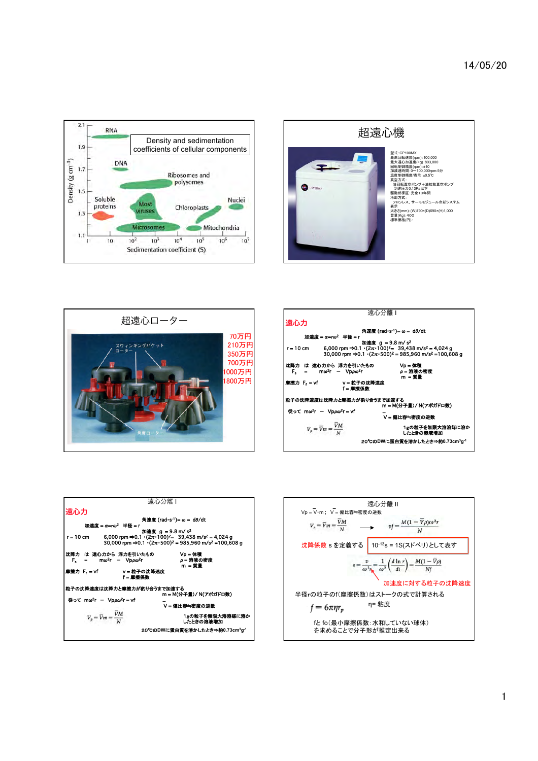## Density and sedimentation coefficients of cellular components

Density (g cm⁻³) vs Sedimentation coefficient (S)

RNA, DNA, Ribosomes and polysomes, Soluble proteins, Most viruses, Chloroplasts, Nuclei, Microsomes, Mitochondria

## 超遠心機

型式:CP100MX
最高回転速度(rpm):100,000
最大遠心加速度(×g):803,000
回転制御精度(rpm):±10
加減速時間:0～100,000rpm:5分
温度制御精度/表示:±0.5℃
真空方式:
　油回転真空ポンプ＋油拡散真空ポンプ
　到達圧力0.13Pa以下
駆動部保証:完全10年間
冷却方式:
　フロンレス、サーモモジュール冷却システム
表示
大きさ(mm):(W)790×(D)690×(H)1,000
質量(Kg):400
標準価格(円):

## 超遠心ローター

スウィンギングバケットローター

角度ローター

70万円
210万円
350万円
700万円
1000万円
1800万円

## 遠心分離 I

**遠心力**

角速度 (rad・s⁻¹)= $\omega = d\theta/dt$

加速度 = $\alpha = r\omega^2$　半径 = r

加速度　g = 9.8 m/ s²

r = 10 cm　　6,000 rpm ⇒0.1 ・(2π・100)²= 39,438 m/s² = 4,024 g
30,000 rpm ⇒0.1 ・(2π・500)² = 985,960 m/s² =100,608 g

沈降力　は　遠心力から　浮力を引いたもの
$F_s$ = $m\omega^2 r$ − $Vp\rho\omega^2 r$

Vp = 体積
ρ = 溶液の密度
m = 質量

摩擦力　$F_f$ = vf　　　v = 粒子の沈降速度
f = 摩擦係数

粒子の沈降速度は沈降力と摩擦力が釣り合うまで加速する
m = M(分子量)/ N(アボガドロ数)

従って　$m\omega^2 r$ − $Vp\rho\omega^2 r$ = vf

$\bar{V}$ = 偏比容≒密度の逆数

$$V_p = \bar{V}m = \frac{\bar{V}M}{N}$$

1gの粒子を無限大溶溶媒に溶かしたときの溶液増加

20℃のDWに蛋白質を溶かしたとき⇒約0.73cm³g⁻¹

## 遠心分離 I

**遠心力**

角速度 (rad・s⁻¹)= $\omega = d\theta/dt$

加速度 = $\alpha = r\omega^2$　半径 = r

加速度　g = 9.8 m/ s²

r = 10 cm　　6,000 rpm ⇒0.1 ・(2π・100)²= 39,438 m/s² = 4,024 g
30,000 rpm ⇒0.1 ・(2π・500)² = 985,960 m/s² =100,608 g

沈降力　は　遠心力から　浮力を引いたもの
$F_s$ = $m\omega^2 r$ − $Vp\rho\omega^2 r$

Vp = 体積
ρ = 溶液の密度
m = 質量

摩擦力　$F_f$ = vf　　　v = 粒子の沈降速度
f = 摩擦係数

粒子の沈降速度は沈降力と摩擦力が釣り合うまで加速する
m = M(分子量)/ N(アボガドロ数)

従って　$m\omega^2 r$ − $Vp\rho\omega^2 r$ = vf

$\bar{V}$ = 偏比容≒密度の逆数

$$V_p = \bar{V}m = \frac{\bar{V}M}{N}$$

1gの粒子を無限大溶溶媒に溶かしたときの溶液増加

20℃のDWに蛋白質を溶かしたとき⇒約0.73cm³g⁻¹

## 遠心分離 II

Vp = $\bar{V}$・m ;　$\bar{V}$ = 偏比容≒密度の逆数

$$V_p = \bar{V}m = \frac{\bar{V}M}{N} \longrightarrow vf = \frac{M(1-\bar{V}\rho)\omega^2 r}{N}$$

沈降係数 s を定義する　　$10^{-13}$s = 1S(スドベリ)として表す

$$s = \frac{v}{\omega^2 r} = \frac{1}{\omega^2}\left(\frac{d\ln r}{dt}\right) = \frac{M(1-\bar{V}\rho)}{Nf}$$

加速度に対する粒子の沈降速度

半径rの粒子のf(摩擦係数)はストークの式で計算される

$$f = 6\pi\eta r_p$$　　η= 粘度

fと fo(最小摩擦係数:水和していない球体)
を求めることで分子形が推定出来る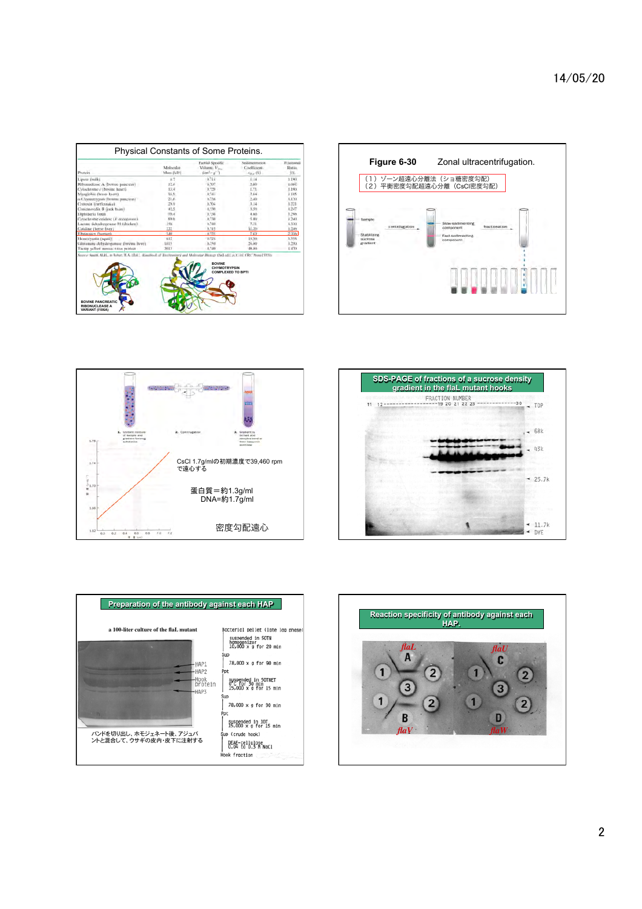## Physical Constants of Some Proteins.

| Protein | Molecular Mass (kD) | Partial Specific Volume, $V_{20}$ ($cm^3 \cdot g^{-1}$) | Sedimentation Coefficient, $s_{20,w}$ (S) | Frictional Ratio, $f/f_0$ |
|---|---|---|---|---|
| Lipase (milk) | 6.7 | 0.714 | 1.14 | 1.190 |
| Ribonuclease A (bovine pancreas) | 12.6 | 0.707 | 2.00 | 1.066 |
| Cytochrome c (bovine heart) | 13.4 | 0.728 | 1.71 | 1.190 |
| Myoglobin (horse heart) | 16.9 | 0.741 | 2.04 | 1.105 |
| α-Chymotrypsin (bovine pancreas) | 21.6 | 0.736 | 2.40 | 1.130 |
| Crotoxin (rattlesnake) | 29.9 | 0.704 | 3.14 | 1.221 |
| Concanavalin B (jack bean) | 42.5 | 0.730 | 3.50 | 1.247 |
| Diphtheria toxin | 70.4 | 0.736 | 4.60 | 1.296 |
| Cytochrome oxidase (P. aeruginosa) | 89.8 | 0.730 | 5.80 | 1.240 |
| Lactate dehydrogenase H (chicken) | 150 | 0.740 | 7.31 | 1.330 |
| Catalase (horse liver) | 222 | 0.715 | 11.20 | 1.246 |
| Fibrinogen (human) | 340 | 0.725 | 7.63 | 2.336 |
| Hemocyanin (squid) | 612 | 0.724 | 19.50 | 1.358 |
| Glutamate dehydrogenase (bovine liver) | 1015 | 0.750 | 26.60 | 1.250 |
| Turnip yellow mosaic virus protein | 3013 | 0.740 | 48.80 | 1.470 |

Source: Smith, M.H., in Sober, H.A. (Ed.), Handbook of Biochemistry and Molecular Biology (2nd ed.), p. C-10, CRC Press (1970).

BOVINE PANCREATIC RIBONUCLEASE A VARIANT (I106A)

BOVINE CHYMOTRYPSIN COMPLEXED TO BPTI

## Figure 6-30 Zonal ultracentrifugation.

（１）ゾーン超遠心分離法（ショ糖密度勾配）
（２）平衡密度勾配超遠心分離（CsCl密度勾配）

Sample; Stabilizing sucrose gradient; centrifugation; Slow-sedimenting component; Fast-sedimenting component; fractionation

1. Uniform mixture of sample and gradient-forming substance
2. Centrifugation
3. Sample is formed into zones at their buoyant point bands

CsCl 1.7g/mlの初期濃度で39,460 rpmで遠心する

蛋白質＝約1.3g/ml
DNA=約1.7g/ml

密度勾配遠心

## SDS-PAGE of fractions of a sucrose density gradient in the flaL mutant hooks

FRACTION NUMBER: 11, 12, 19, 20, 21, 22, 23, 30

TOP; 68k; 43k; 25.7k; 11.7k; DYE

## Preparation of the antibody against each HAP

a 100-liter culture of the flaL mutant

HAP1; HAP2; Hook protein; HAP3

バンドを切り出し、ホモジェネート後、アジュバントと混合して、ウサギの皮内・皮下に注射する

Bacterial pellet (late log phase)
- suspended in 50TN
- homogenizer
- 10,000 x g for 20 min

Sup
- 78,000 x g for 90 min

Ppt
- suspended in 50TNET
- 15,000 x g for 15 min

Sup
- 78,000 x g for 90 min

Ppt
- suspended in 10T
- 15,000 x g for 15 min

Sup (crude hook)
- suspended 0°C for 30 min
- DEAE-cellulose 0.04 to 0.5 M NaCl

Hook fraction

## Reaction specificity of antibody against each HAP.

*flaL* A; *flaU* C; *flaV* B; *flaW* D; 1; 2; 3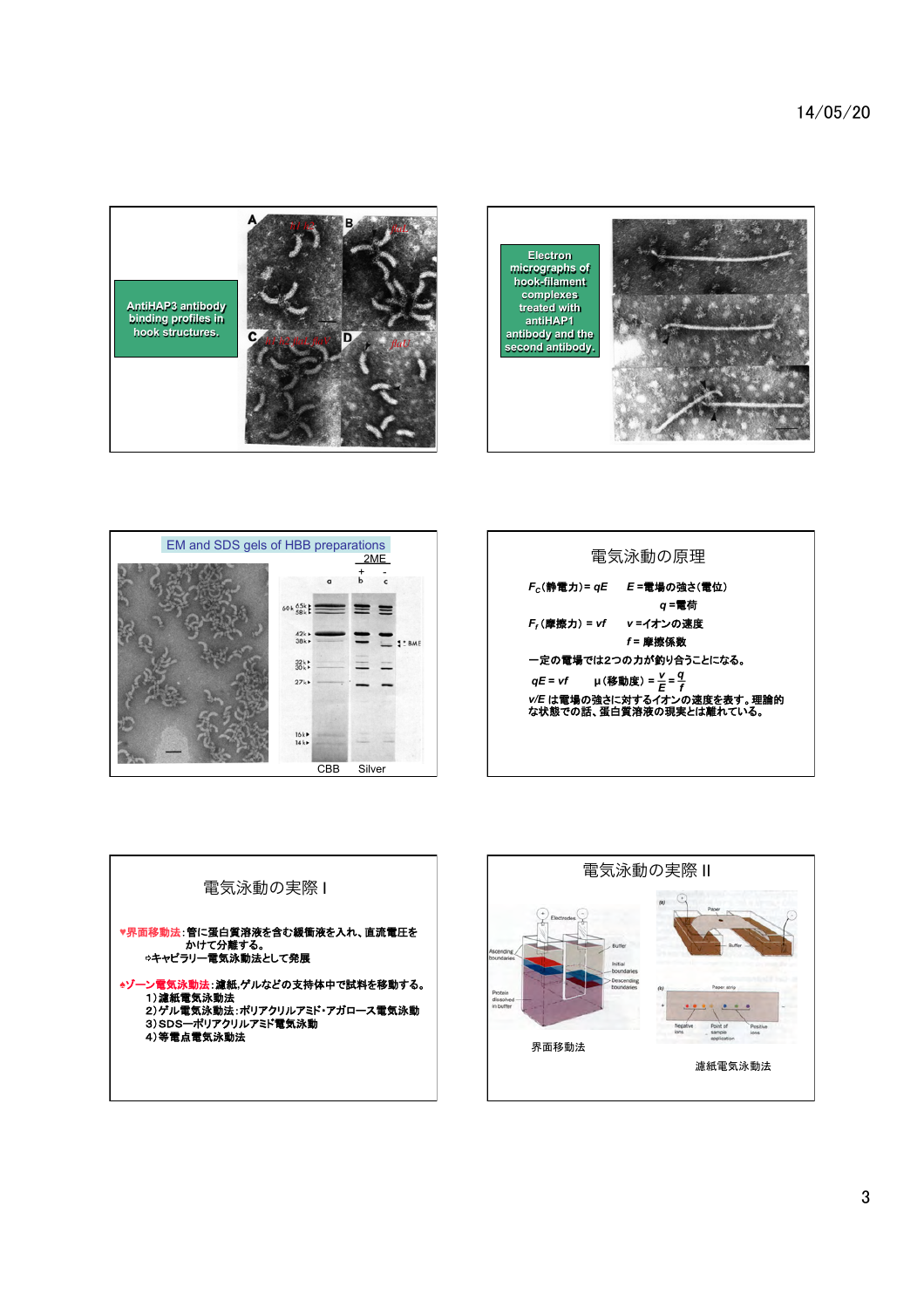AntiHAP3 antibody binding profiles in hook structures.

A B C D

Electron micrographs of hook-filament complexes treated with antiHAP1 antibody and the second antibody.

EM and SDS gels of HBB preparations

2ME

\+ -

a b c

60k 65k 58k

42k 38k

32k 30k

27k

16k 14k

BME

CBB Silver

## 電気泳動の原理

$F_C$(静電力) = $qE$　　$E$ =電場の強さ(電位)

$q$ =電荷

$F_f$(摩擦力) = $vf$　　$v$ =イオンの速度

$f$ = 摩擦係数

一定の電場では2つの力が釣り合うことになる。

$qE = vf$　　μ(移動度) = $\frac{v}{E} = \frac{q}{f}$

$v/E$ は電場の強さに対するイオンの速度を表す。理論的な状態での話、蛋白質溶液の現実とは離れている。

## 電気泳動の実際 I

♥界面移動法:管に蛋白質溶液を含む緩衝液を入れ、直流電圧をかけて分離する。

⇨キャピラリー電気泳動法として発展

♠ゾーン電気泳動法:濾紙,ゲルなどの支持体中で試料を移動する。

1)濾紙電気泳動法
2)ゲル電気泳動法:ポリアクリルアミド･アガロース電気泳動
3)SDS—ポリアクリルアミド電気泳動
4)等電点電気泳動法

## 電気泳動の実際 II

Electrodes

Buffer

Ascending boundaries

Initial boundaries

Descending boundaries

Protein dissolved in buffer

界面移動法

(a)

Paper

Buffer

(b)

Paper strip

Negative ions

Point of sample application

Positive ions

濾紙電気泳動法